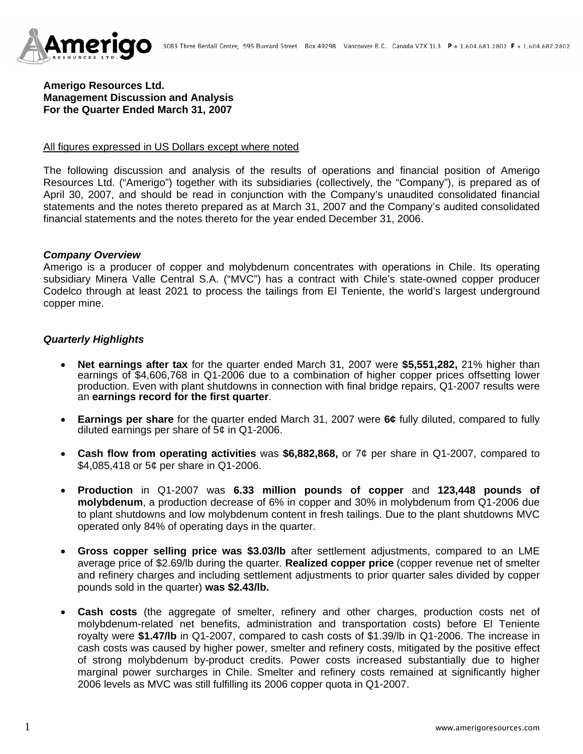**Amerigo Resources Ltd.**
**Management Discussion and Analysis**
**For the Quarter Ended March 31, 2007**

All figures expressed in US Dollars except where noted

The following discussion and analysis of the results of operations and financial position of Amerigo Resources Ltd. ("Amerigo") together with its subsidiaries (collectively, the "Company"), is prepared as of April 30, 2007, and should be read in conjunction with the Company's unaudited consolidated financial statements and the notes thereto prepared as at March 31, 2007 and the Company's audited consolidated financial statements and the notes thereto for the year ended December 31, 2006.

### *Company Overview*

Amerigo is a producer of copper and molybdenum concentrates with operations in Chile. Its operating subsidiary Minera Valle Central S.A. ("MVC") has a contract with Chile's state-owned copper producer Codelco through at least 2021 to process the tailings from El Teniente, the world's largest underground copper mine.

### *Quarterly Highlights*

- **Net earnings after tax** for the quarter ended March 31, 2007 were **$5,551,282,** 21% higher than earnings of $4,606,768 in Q1-2006 due to a combination of higher copper prices offsetting lower production. Even with plant shutdowns in connection with final bridge repairs, Q1-2007 results were an **earnings record for the first quarter**.

- **Earnings per share** for the quarter ended March 31, 2007 were **6¢** fully diluted, compared to fully diluted earnings per share of 5¢ in Q1-2006.

- **Cash flow from operating activities** was **$6,882,868,** or 7¢ per share in Q1-2007, compared to $4,085,418 or 5¢ per share in Q1-2006.

- **Production** in Q1-2007 was **6.33 million pounds of copper** and **123,448 pounds of molybdenum**, a production decrease of 6% in copper and 30% in molybdenum from Q1-2006 due to plant shutdowns and low molybdenum content in fresh tailings. Due to the plant shutdowns MVC operated only 84% of operating days in the quarter.

- **Gross copper selling price was $3.03/lb** after settlement adjustments, compared to an LME average price of $2.69/lb during the quarter. **Realized copper price** (copper revenue net of smelter and refinery charges and including settlement adjustments to prior quarter sales divided by copper pounds sold in the quarter) **was $2.43/lb.**

- **Cash costs** (the aggregate of smelter, refinery and other charges, production costs net of molybdenum-related net benefits, administration and transportation costs) before El Teniente royalty were **$1.47/lb** in Q1-2007, compared to cash costs of $1.39/lb in Q1-2006. The increase in cash costs was caused by higher power, smelter and refinery costs, mitigated by the positive effect of strong molybdenum by-product credits. Power costs increased substantially due to higher marginal power surcharges in Chile. Smelter and refinery costs remained at significantly higher 2006 levels as MVC was still fulfilling its 2006 copper quota in Q1-2007.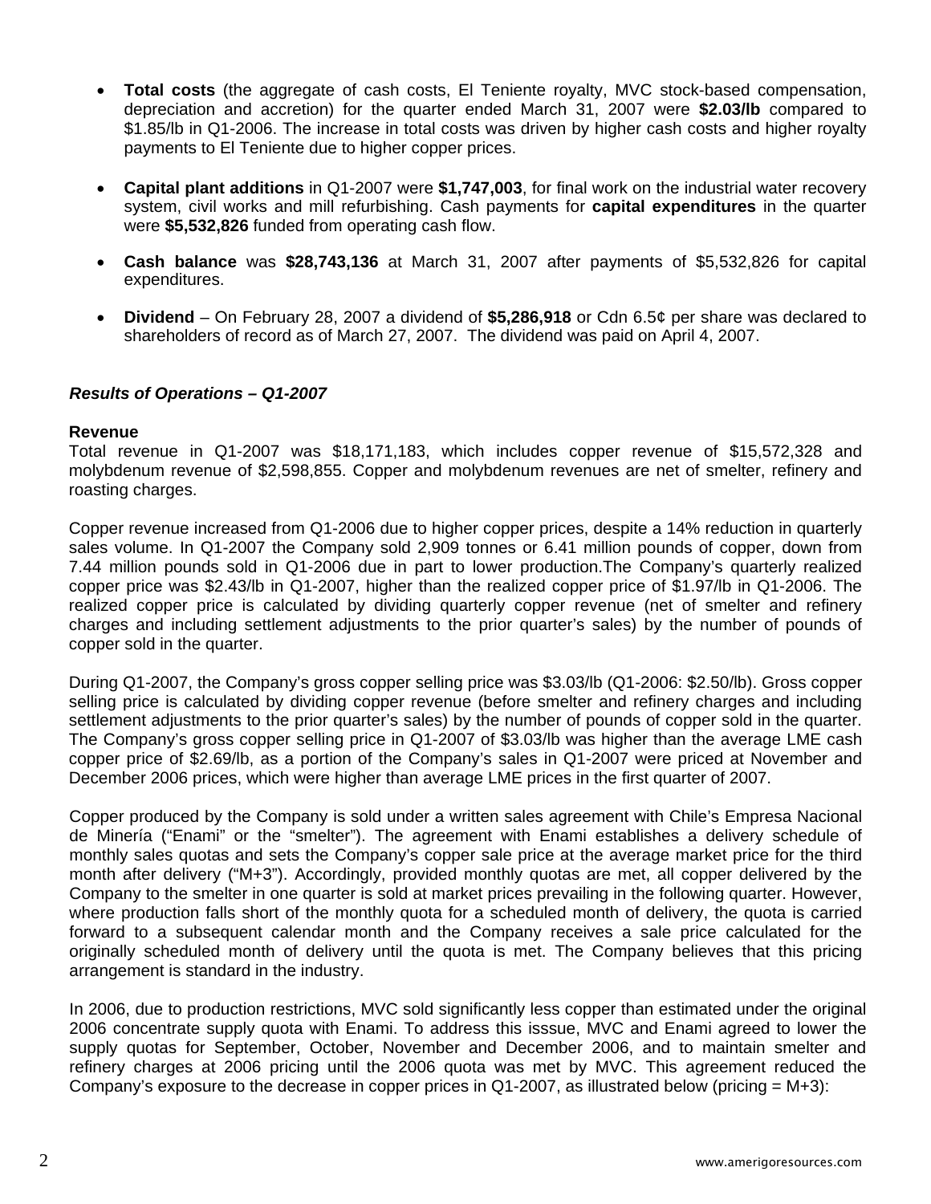- **Total costs** (the aggregate of cash costs, El Teniente royalty, MVC stock-based compensation, depreciation and accretion) for the quarter ended March 31, 2007 were **$2.03/lb** compared to $1.85/lb in Q1-2006. The increase in total costs was driven by higher cash costs and higher royalty payments to El Teniente due to higher copper prices.

- **Capital plant additions** in Q1-2007 were **$1,747,003**, for final work on the industrial water recovery system, civil works and mill refurbishing. Cash payments for **capital expenditures** in the quarter were **$5,532,826** funded from operating cash flow.

- **Cash balance** was **$28,743,136** at March 31, 2007 after payments of $5,532,826 for capital expenditures.

- **Dividend** – On February 28, 2007 a dividend of **$5,286,918** or Cdn 6.5¢ per share was declared to shareholders of record as of March 27, 2007. The dividend was paid on April 4, 2007.

***Results of Operations – Q1-2007***

**Revenue**

Total revenue in Q1-2007 was $18,171,183, which includes copper revenue of $15,572,328 and molybdenum revenue of $2,598,855. Copper and molybdenum revenues are net of smelter, refinery and roasting charges.

Copper revenue increased from Q1-2006 due to higher copper prices, despite a 14% reduction in quarterly sales volume. In Q1-2007 the Company sold 2,909 tonnes or 6.41 million pounds of copper, down from 7.44 million pounds sold in Q1-2006 due in part to lower production.The Company's quarterly realized copper price was $2.43/lb in Q1-2007, higher than the realized copper price of $1.97/lb in Q1-2006. The realized copper price is calculated by dividing quarterly copper revenue (net of smelter and refinery charges and including settlement adjustments to the prior quarter's sales) by the number of pounds of copper sold in the quarter.

During Q1-2007, the Company's gross copper selling price was $3.03/lb (Q1-2006: $2.50/lb). Gross copper selling price is calculated by dividing copper revenue (before smelter and refinery charges and including settlement adjustments to the prior quarter's sales) by the number of pounds of copper sold in the quarter. The Company's gross copper selling price in Q1-2007 of $3.03/lb was higher than the average LME cash copper price of $2.69/lb, as a portion of the Company's sales in Q1-2007 were priced at November and December 2006 prices, which were higher than average LME prices in the first quarter of 2007.

Copper produced by the Company is sold under a written sales agreement with Chile's Empresa Nacional de Minería ("Enami" or the "smelter"). The agreement with Enami establishes a delivery schedule of monthly sales quotas and sets the Company's copper sale price at the average market price for the third month after delivery ("M+3"). Accordingly, provided monthly quotas are met, all copper delivered by the Company to the smelter in one quarter is sold at market prices prevailing in the following quarter. However, where production falls short of the monthly quota for a scheduled month of delivery, the quota is carried forward to a subsequent calendar month and the Company receives a sale price calculated for the originally scheduled month of delivery until the quota is met. The Company believes that this pricing arrangement is standard in the industry.

In 2006, due to production restrictions, MVC sold significantly less copper than estimated under the original 2006 concentrate supply quota with Enami. To address this isssue, MVC and Enami agreed to lower the supply quotas for September, October, November and December 2006, and to maintain smelter and refinery charges at 2006 pricing until the 2006 quota was met by MVC. This agreement reduced the Company's exposure to the decrease in copper prices in Q1-2007, as illustrated below (pricing = M+3):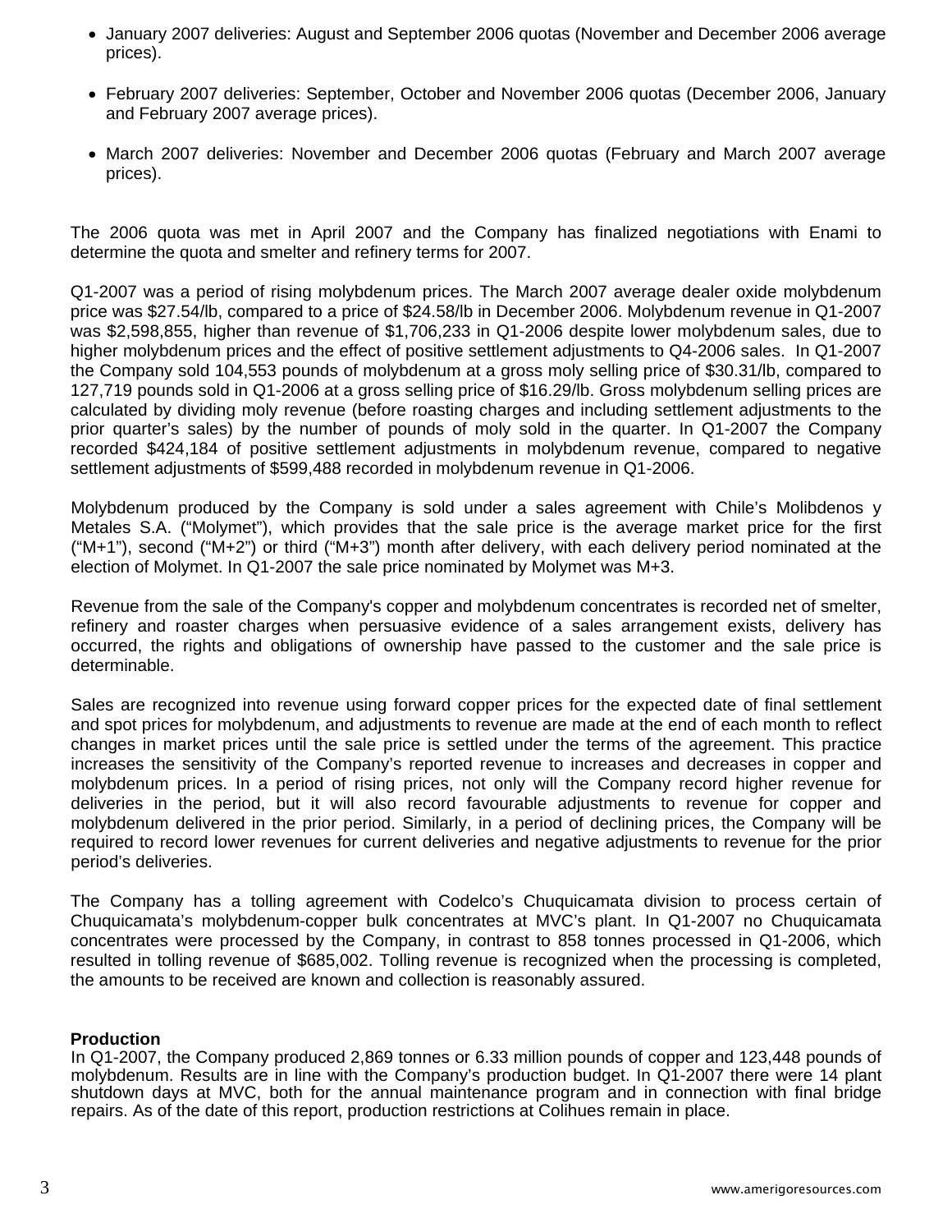- January 2007 deliveries: August and September 2006 quotas (November and December 2006 average prices).

- February 2007 deliveries: September, October and November 2006 quotas (December 2006, January and February 2007 average prices).

- March 2007 deliveries: November and December 2006 quotas (February and March 2007 average prices).

The 2006 quota was met in April 2007 and the Company has finalized negotiations with Enami to determine the quota and smelter and refinery terms for 2007.

Q1-2007 was a period of rising molybdenum prices. The March 2007 average dealer oxide molybdenum price was $27.54/lb, compared to a price of $24.58/lb in December 2006. Molybdenum revenue in Q1-2007 was $2,598,855, higher than revenue of $1,706,233 in Q1-2006 despite lower molybdenum sales, due to higher molybdenum prices and the effect of positive settlement adjustments to Q4-2006 sales. In Q1-2007 the Company sold 104,553 pounds of molybdenum at a gross moly selling price of $30.31/lb, compared to 127,719 pounds sold in Q1-2006 at a gross selling price of $16.29/lb. Gross molybdenum selling prices are calculated by dividing moly revenue (before roasting charges and including settlement adjustments to the prior quarter's sales) by the number of pounds of moly sold in the quarter. In Q1-2007 the Company recorded $424,184 of positive settlement adjustments in molybdenum revenue, compared to negative settlement adjustments of $599,488 recorded in molybdenum revenue in Q1-2006.

Molybdenum produced by the Company is sold under a sales agreement with Chile's Molibdenos y Metales S.A. ("Molymet"), which provides that the sale price is the average market price for the first ("M+1"), second ("M+2") or third ("M+3") month after delivery, with each delivery period nominated at the election of Molymet. In Q1-2007 the sale price nominated by Molymet was M+3.

Revenue from the sale of the Company's copper and molybdenum concentrates is recorded net of smelter, refinery and roaster charges when persuasive evidence of a sales arrangement exists, delivery has occurred, the rights and obligations of ownership have passed to the customer and the sale price is determinable.

Sales are recognized into revenue using forward copper prices for the expected date of final settlement and spot prices for molybdenum, and adjustments to revenue are made at the end of each month to reflect changes in market prices until the sale price is settled under the terms of the agreement. This practice increases the sensitivity of the Company's reported revenue to increases and decreases in copper and molybdenum prices. In a period of rising prices, not only will the Company record higher revenue for deliveries in the period, but it will also record favourable adjustments to revenue for copper and molybdenum delivered in the prior period. Similarly, in a period of declining prices, the Company will be required to record lower revenues for current deliveries and negative adjustments to revenue for the prior period's deliveries.

The Company has a tolling agreement with Codelco's Chuquicamata division to process certain of Chuquicamata's molybdenum-copper bulk concentrates at MVC's plant. In Q1-2007 no Chuquicamata concentrates were processed by the Company, in contrast to 858 tonnes processed in Q1-2006, which resulted in tolling revenue of $685,002. Tolling revenue is recognized when the processing is completed, the amounts to be received are known and collection is reasonably assured.

**Production**

In Q1-2007, the Company produced 2,869 tonnes or 6.33 million pounds of copper and 123,448 pounds of molybdenum. Results are in line with the Company's production budget. In Q1-2007 there were 14 plant shutdown days at MVC, both for the annual maintenance program and in connection with final bridge repairs. As of the date of this report, production restrictions at Colihues remain in place.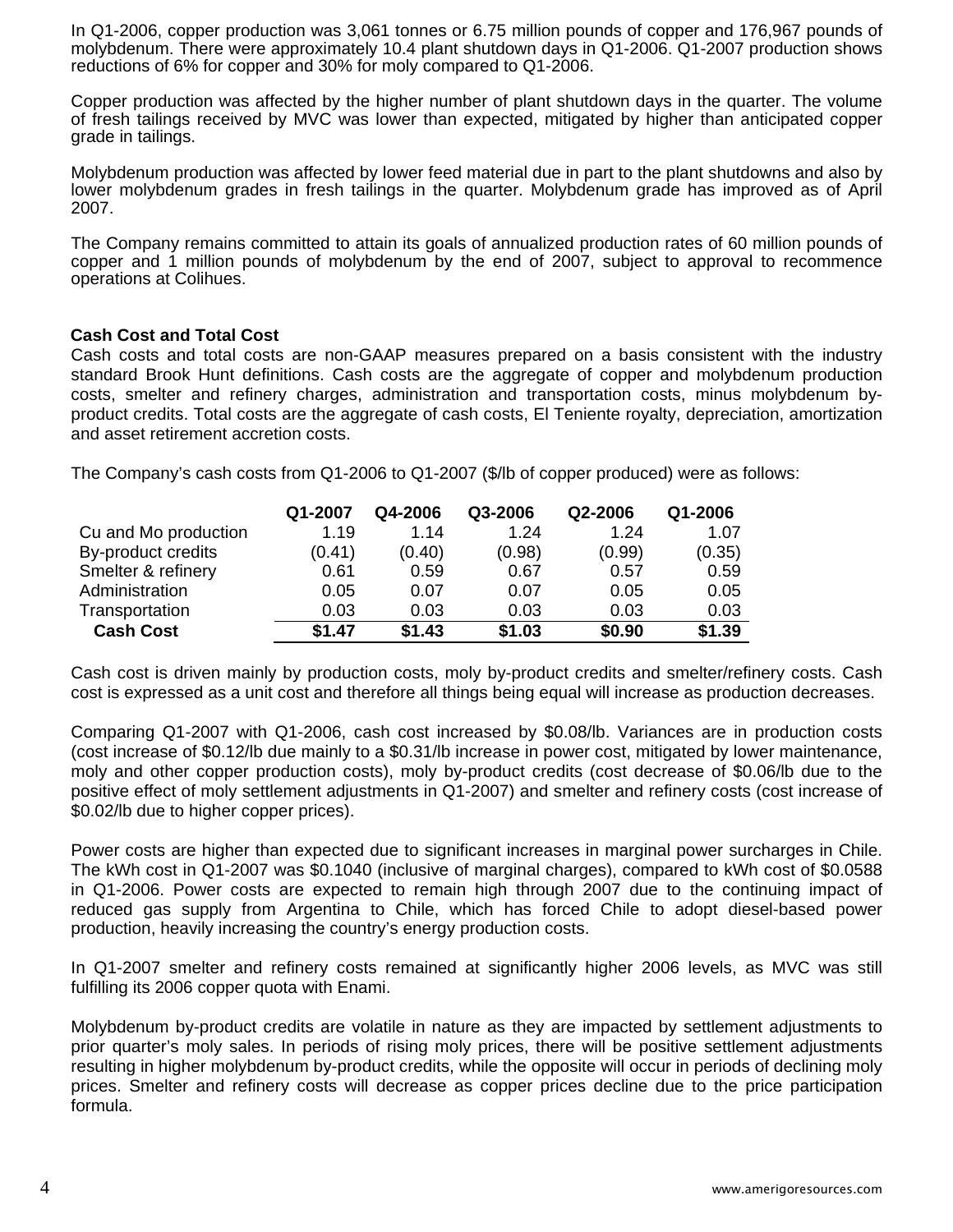In Q1-2006, copper production was 3,061 tonnes or 6.75 million pounds of copper and 176,967 pounds of molybdenum. There were approximately 10.4 plant shutdown days in Q1-2006. Q1-2007 production shows reductions of 6% for copper and 30% for moly compared to Q1-2006.

Copper production was affected by the higher number of plant shutdown days in the quarter. The volume of fresh tailings received by MVC was lower than expected, mitigated by higher than anticipated copper grade in tailings.

Molybdenum production was affected by lower feed material due in part to the plant shutdowns and also by lower molybdenum grades in fresh tailings in the quarter. Molybdenum grade has improved as of April 2007.

The Company remains committed to attain its goals of annualized production rates of 60 million pounds of copper and 1 million pounds of molybdenum by the end of 2007, subject to approval to recommence operations at Colihues.

**Cash Cost and Total Cost**

Cash costs and total costs are non-GAAP measures prepared on a basis consistent with the industry standard Brook Hunt definitions. Cash costs are the aggregate of copper and molybdenum production costs, smelter and refinery charges, administration and transportation costs, minus molybdenum by-product credits. Total costs are the aggregate of cash costs, El Teniente royalty, depreciation, amortization and asset retirement accretion costs.

The Company's cash costs from Q1-2006 to Q1-2007 ($/lb of copper produced) were as follows:

| | Q1-2007 | Q4-2006 | Q3-2006 | Q2-2006 | Q1-2006 |
|---|---|---|---|---|---|
| Cu and Mo production | 1.19 | 1.14 | 1.24 | 1.24 | 1.07 |
| By-product credits | (0.41) | (0.40) | (0.98) | (0.99) | (0.35) |
| Smelter & refinery | 0.61 | 0.59 | 0.67 | 0.57 | 0.59 |
| Administration | 0.05 | 0.07 | 0.07 | 0.05 | 0.05 |
| Transportation | 0.03 | 0.03 | 0.03 | 0.03 | 0.03 |
| **Cash Cost** | **$1.47** | **$1.43** | **$1.03** | **$0.90** | **$1.39** |

Cash cost is driven mainly by production costs, moly by-product credits and smelter/refinery costs. Cash cost is expressed as a unit cost and therefore all things being equal will increase as production decreases.

Comparing Q1-2007 with Q1-2006, cash cost increased by $0.08/lb. Variances are in production costs (cost increase of $0.12/lb due mainly to a $0.31/lb increase in power cost, mitigated by lower maintenance, moly and other copper production costs), moly by-product credits (cost decrease of $0.06/lb due to the positive effect of moly settlement adjustments in Q1-2007) and smelter and refinery costs (cost increase of $0.02/lb due to higher copper prices).

Power costs are higher than expected due to significant increases in marginal power surcharges in Chile. The kWh cost in Q1-2007 was $0.1040 (inclusive of marginal charges), compared to kWh cost of $0.0588 in Q1-2006. Power costs are expected to remain high through 2007 due to the continuing impact of reduced gas supply from Argentina to Chile, which has forced Chile to adopt diesel-based power production, heavily increasing the country's energy production costs.

In Q1-2007 smelter and refinery costs remained at significantly higher 2006 levels, as MVC was still fulfilling its 2006 copper quota with Enami.

Molybdenum by-product credits are volatile in nature as they are impacted by settlement adjustments to prior quarter's moly sales. In periods of rising moly prices, there will be positive settlement adjustments resulting in higher molybdenum by-product credits, while the opposite will occur in periods of declining moly prices. Smelter and refinery costs will decrease as copper prices decline due to the price participation formula.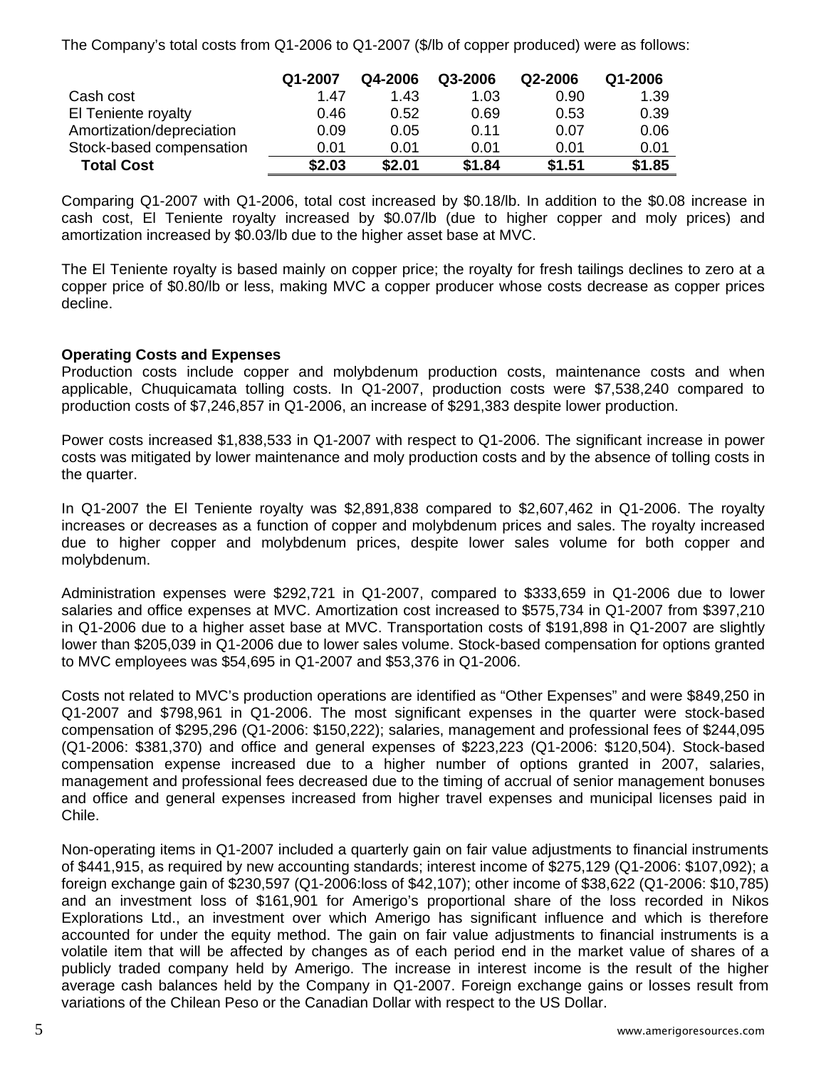The Company's total costs from Q1-2006 to Q1-2007 ($/lb of copper produced) were as follows:

| | Q1-2007 | Q4-2006 | Q3-2006 | Q2-2006 | Q1-2006 |
|---|---|---|---|---|---|
| Cash cost | 1.47 | 1.43 | 1.03 | 0.90 | 1.39 |
| El Teniente royalty | 0.46 | 0.52 | 0.69 | 0.53 | 0.39 |
| Amortization/depreciation | 0.09 | 0.05 | 0.11 | 0.07 | 0.06 |
| Stock-based compensation | 0.01 | 0.01 | 0.01 | 0.01 | 0.01 |
| **Total Cost** | **$2.03** | **$2.01** | **$1.84** | **$1.51** | **$1.85** |

Comparing Q1-2007 with Q1-2006, total cost increased by $0.18/lb. In addition to the $0.08 increase in cash cost, El Teniente royalty increased by $0.07/lb (due to higher copper and moly prices) and amortization increased by $0.03/lb due to the higher asset base at MVC.

The El Teniente royalty is based mainly on copper price; the royalty for fresh tailings declines to zero at a copper price of $0.80/lb or less, making MVC a copper producer whose costs decrease as copper prices decline.

**Operating Costs and Expenses**

Production costs include copper and molybdenum production costs, maintenance costs and when applicable, Chuquicamata tolling costs. In Q1-2007, production costs were $7,538,240 compared to production costs of $7,246,857 in Q1-2006, an increase of $291,383 despite lower production.

Power costs increased $1,838,533 in Q1-2007 with respect to Q1-2006. The significant increase in power costs was mitigated by lower maintenance and moly production costs and by the absence of tolling costs in the quarter.

In Q1-2007 the El Teniente royalty was $2,891,838 compared to $2,607,462 in Q1-2006. The royalty increases or decreases as a function of copper and molybdenum prices and sales. The royalty increased due to higher copper and molybdenum prices, despite lower sales volume for both copper and molybdenum.

Administration expenses were $292,721 in Q1-2007, compared to $333,659 in Q1-2006 due to lower salaries and office expenses at MVC. Amortization cost increased to $575,734 in Q1-2007 from $397,210 in Q1-2006 due to a higher asset base at MVC. Transportation costs of $191,898 in Q1-2007 are slightly lower than $205,039 in Q1-2006 due to lower sales volume. Stock-based compensation for options granted to MVC employees was $54,695 in Q1-2007 and $53,376 in Q1-2006.

Costs not related to MVC's production operations are identified as "Other Expenses" and were $849,250 in Q1-2007 and $798,961 in Q1-2006. The most significant expenses in the quarter were stock-based compensation of $295,296 (Q1-2006: $150,222); salaries, management and professional fees of $244,095 (Q1-2006: $381,370) and office and general expenses of $223,223 (Q1-2006: $120,504). Stock-based compensation expense increased due to a higher number of options granted in 2007, salaries, management and professional fees decreased due to the timing of accrual of senior management bonuses and office and general expenses increased from higher travel expenses and municipal licenses paid in Chile.

Non-operating items in Q1-2007 included a quarterly gain on fair value adjustments to financial instruments of $441,915, as required by new accounting standards; interest income of $275,129 (Q1-2006: $107,092); a foreign exchange gain of $230,597 (Q1-2006:loss of $42,107); other income of $38,622 (Q1-2006: $10,785) and an investment loss of $161,901 for Amerigo's proportional share of the loss recorded in Nikos Explorations Ltd., an investment over which Amerigo has significant influence and which is therefore accounted for under the equity method. The gain on fair value adjustments to financial instruments is a volatile item that will be affected by changes as of each period end in the market value of shares of a publicly traded company held by Amerigo. The increase in interest income is the result of the higher average cash balances held by the Company in Q1-2007. Foreign exchange gains or losses result from variations of the Chilean Peso or the Canadian Dollar with respect to the US Dollar.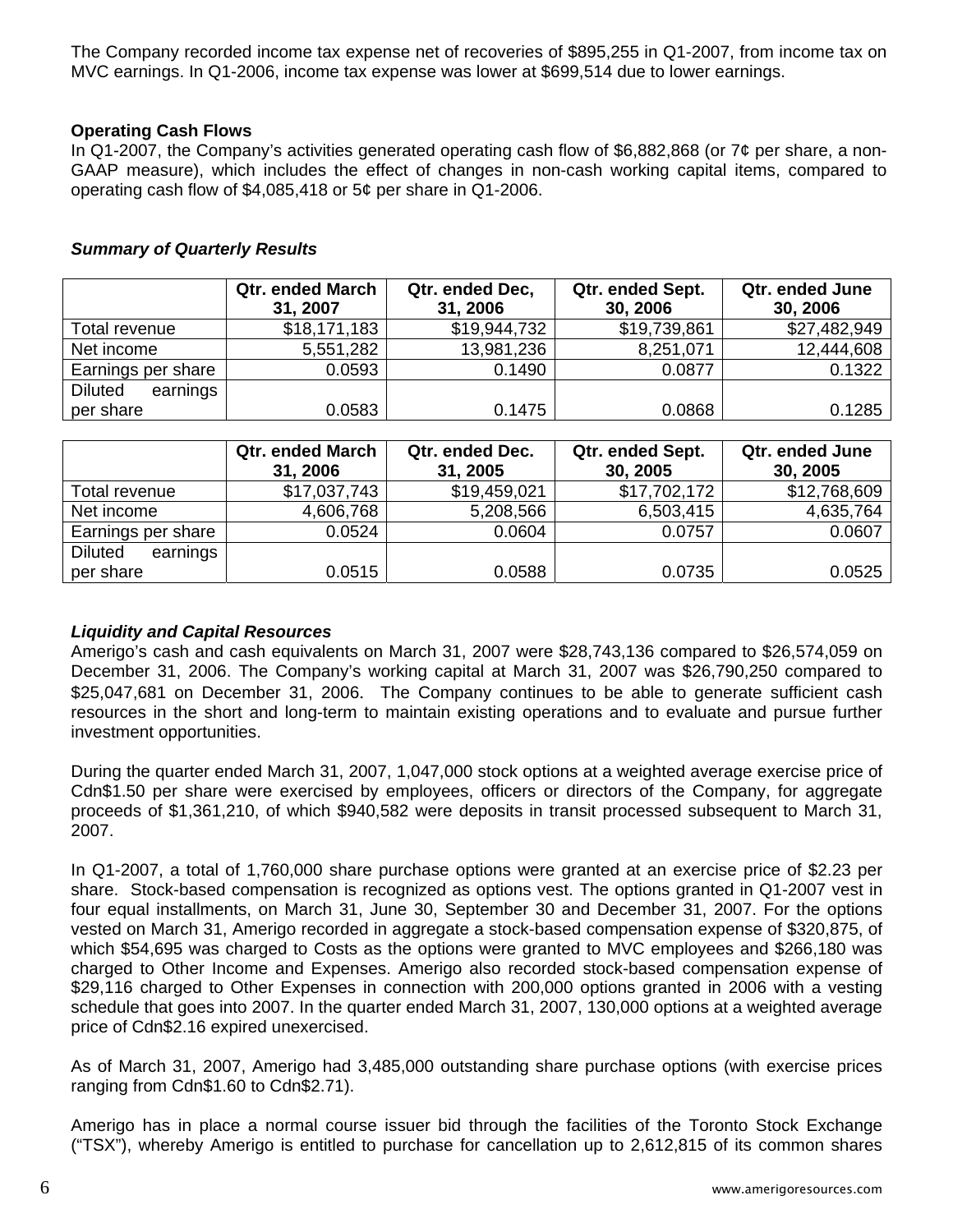The Company recorded income tax expense net of recoveries of $895,255 in Q1-2007, from income tax on MVC earnings. In Q1-2006, income tax expense was lower at $699,514 due to lower earnings.

**Operating Cash Flows**

In Q1-2007, the Company's activities generated operating cash flow of $6,882,868 (or 7¢ per share, a non-GAAP measure), which includes the effect of changes in non-cash working capital items, compared to operating cash flow of $4,085,418 or 5¢ per share in Q1-2006.

***Summary of Quarterly Results***

| | Qtr. ended March 31, 2007 | Qtr. ended Dec, 31, 2006 | Qtr. ended Sept. 30, 2006 | Qtr. ended June 30, 2006 |
|---|---|---|---|---|
| Total revenue | $18,171,183 | $19,944,732 | $19,739,861 | $27,482,949 |
| Net income | 5,551,282 | 13,981,236 | 8,251,071 | 12,444,608 |
| Earnings per share | 0.0593 | 0.1490 | 0.0877 | 0.1322 |
| Diluted earnings per share | 0.0583 | 0.1475 | 0.0868 | 0.1285 |

| | Qtr. ended March 31, 2006 | Qtr. ended Dec. 31, 2005 | Qtr. ended Sept. 30, 2005 | Qtr. ended June 30, 2005 |
|---|---|---|---|---|
| Total revenue | $17,037,743 | $19,459,021 | $17,702,172 | $12,768,609 |
| Net income | 4,606,768 | 5,208,566 | 6,503,415 | 4,635,764 |
| Earnings per share | 0.0524 | 0.0604 | 0.0757 | 0.0607 |
| Diluted earnings per share | 0.0515 | 0.0588 | 0.0735 | 0.0525 |

***Liquidity and Capital Resources***

Amerigo's cash and cash equivalents on March 31, 2007 were $28,743,136 compared to $26,574,059 on December 31, 2006. The Company's working capital at March 31, 2007 was $26,790,250 compared to $25,047,681 on December 31, 2006. The Company continues to be able to generate sufficient cash resources in the short and long-term to maintain existing operations and to evaluate and pursue further investment opportunities.

During the quarter ended March 31, 2007, 1,047,000 stock options at a weighted average exercise price of Cdn$1.50 per share were exercised by employees, officers or directors of the Company, for aggregate proceeds of $1,361,210, of which $940,582 were deposits in transit processed subsequent to March 31, 2007.

In Q1-2007, a total of 1,760,000 share purchase options were granted at an exercise price of $2.23 per share. Stock-based compensation is recognized as options vest. The options granted in Q1-2007 vest in four equal installments, on March 31, June 30, September 30 and December 31, 2007. For the options vested on March 31, Amerigo recorded in aggregate a stock-based compensation expense of $320,875, of which $54,695 was charged to Costs as the options were granted to MVC employees and $266,180 was charged to Other Income and Expenses. Amerigo also recorded stock-based compensation expense of $29,116 charged to Other Expenses in connection with 200,000 options granted in 2006 with a vesting schedule that goes into 2007. In the quarter ended March 31, 2007, 130,000 options at a weighted average price of Cdn$2.16 expired unexercised.

As of March 31, 2007, Amerigo had 3,485,000 outstanding share purchase options (with exercise prices ranging from Cdn$1.60 to Cdn$2.71).

Amerigo has in place a normal course issuer bid through the facilities of the Toronto Stock Exchange ("TSX"), whereby Amerigo is entitled to purchase for cancellation up to 2,612,815 of its common shares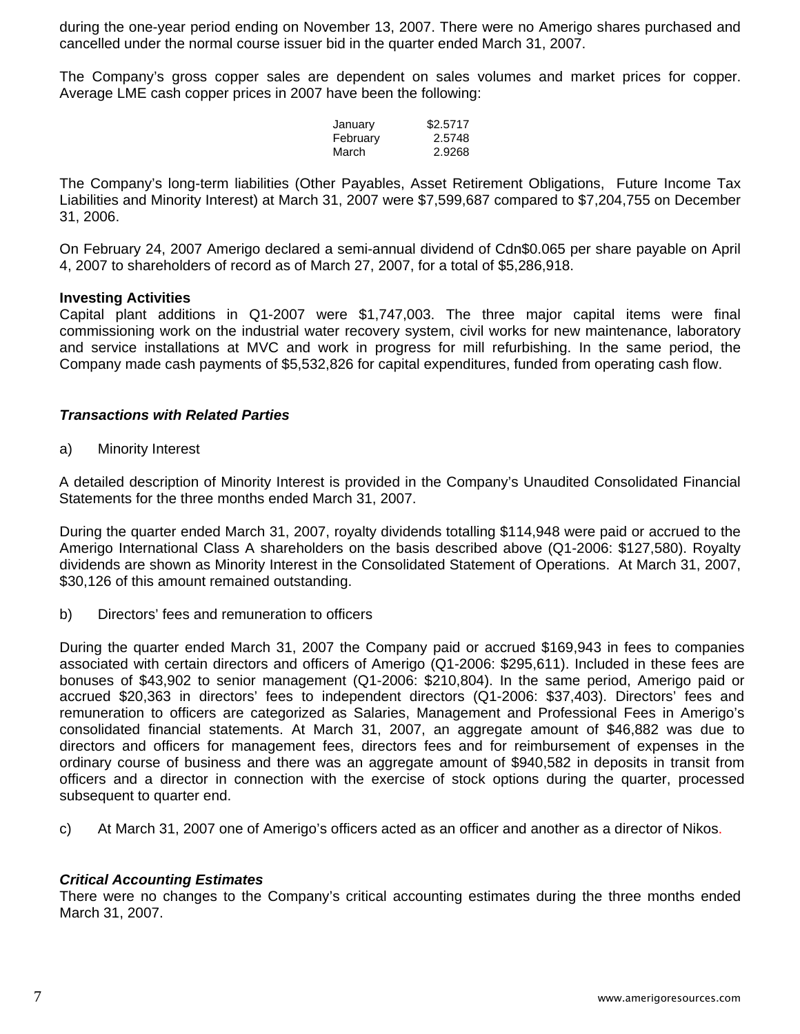during the one-year period ending on November 13, 2007. There were no Amerigo shares purchased and cancelled under the normal course issuer bid in the quarter ended March 31, 2007.

The Company's gross copper sales are dependent on sales volumes and market prices for copper. Average LME cash copper prices in 2007 have been the following:

| | |
|---|---|
| January | $2.5717 |
| February | 2.5748 |
| March | 2.9268 |

The Company's long-term liabilities (Other Payables, Asset Retirement Obligations, Future Income Tax Liabilities and Minority Interest) at March 31, 2007 were $7,599,687 compared to $7,204,755 on December 31, 2006.

On February 24, 2007 Amerigo declared a semi-annual dividend of Cdn$0.065 per share payable on April 4, 2007 to shareholders of record as of March 27, 2007, for a total of $5,286,918.

**Investing Activities**

Capital plant additions in Q1-2007 were $1,747,003. The three major capital items were final commissioning work on the industrial water recovery system, civil works for new maintenance, laboratory and service installations at MVC and work in progress for mill refurbishing. In the same period, the Company made cash payments of $5,532,826 for capital expenditures, funded from operating cash flow.

***Transactions with Related Parties***

a) Minority Interest

A detailed description of Minority Interest is provided in the Company's Unaudited Consolidated Financial Statements for the three months ended March 31, 2007.

During the quarter ended March 31, 2007, royalty dividends totalling $114,948 were paid or accrued to the Amerigo International Class A shareholders on the basis described above (Q1-2006: $127,580). Royalty dividends are shown as Minority Interest in the Consolidated Statement of Operations. At March 31, 2007, $30,126 of this amount remained outstanding.

b) Directors' fees and remuneration to officers

During the quarter ended March 31, 2007 the Company paid or accrued $169,943 in fees to companies associated with certain directors and officers of Amerigo (Q1-2006: $295,611). Included in these fees are bonuses of $43,902 to senior management (Q1-2006: $210,804). In the same period, Amerigo paid or accrued $20,363 in directors' fees to independent directors (Q1-2006: $37,403). Directors' fees and remuneration to officers are categorized as Salaries, Management and Professional Fees in Amerigo's consolidated financial statements. At March 31, 2007, an aggregate amount of $46,882 was due to directors and officers for management fees, directors fees and for reimbursement of expenses in the ordinary course of business and there was an aggregate amount of $940,582 in deposits in transit from officers and a director in connection with the exercise of stock options during the quarter, processed subsequent to quarter end.

c) At March 31, 2007 one of Amerigo's officers acted as an officer and another as a director of Nikos.

***Critical Accounting Estimates***

There were no changes to the Company's critical accounting estimates during the three months ended March 31, 2007.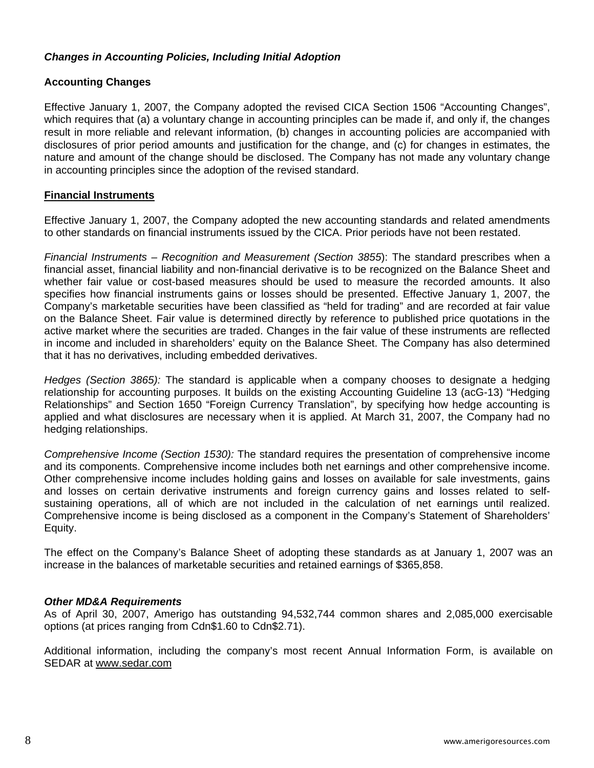### *Changes in Accounting Policies, Including Initial Adoption*

**Accounting Changes**

Effective January 1, 2007, the Company adopted the revised CICA Section 1506 "Accounting Changes", which requires that (a) a voluntary change in accounting principles can be made if, and only if, the changes result in more reliable and relevant information, (b) changes in accounting policies are accompanied with disclosures of prior period amounts and justification for the change, and (c) for changes in estimates, the nature and amount of the change should be disclosed. The Company has not made any voluntary change in accounting principles since the adoption of the revised standard.

**Financial Instruments**

Effective January 1, 2007, the Company adopted the new accounting standards and related amendments to other standards on financial instruments issued by the CICA. Prior periods have not been restated.

*Financial Instruments – Recognition and Measurement (Section 3855*): The standard prescribes when a financial asset, financial liability and non-financial derivative is to be recognized on the Balance Sheet and whether fair value or cost-based measures should be used to measure the recorded amounts. It also specifies how financial instruments gains or losses should be presented. Effective January 1, 2007, the Company's marketable securities have been classified as "held for trading" and are recorded at fair value on the Balance Sheet. Fair value is determined directly by reference to published price quotations in the active market where the securities are traded. Changes in the fair value of these instruments are reflected in income and included in shareholders' equity on the Balance Sheet. The Company has also determined that it has no derivatives, including embedded derivatives.

*Hedges (Section 3865):* The standard is applicable when a company chooses to designate a hedging relationship for accounting purposes. It builds on the existing Accounting Guideline 13 (acG-13) "Hedging Relationships" and Section 1650 "Foreign Currency Translation", by specifying how hedge accounting is applied and what disclosures are necessary when it is applied. At March 31, 2007, the Company had no hedging relationships.

*Comprehensive Income (Section 1530):* The standard requires the presentation of comprehensive income and its components. Comprehensive income includes both net earnings and other comprehensive income. Other comprehensive income includes holding gains and losses on available for sale investments, gains and losses on certain derivative instruments and foreign currency gains and losses related to self-sustaining operations, all of which are not included in the calculation of net earnings until realized. Comprehensive income is being disclosed as a component in the Company's Statement of Shareholders' Equity.

The effect on the Company's Balance Sheet of adopting these standards as at January 1, 2007 was an increase in the balances of marketable securities and retained earnings of $365,858.

### *Other MD&A Requirements*

As of April 30, 2007, Amerigo has outstanding 94,532,744 common shares and 2,085,000 exercisable options (at prices ranging from Cdn$1.60 to Cdn$2.71).

Additional information, including the company's most recent Annual Information Form, is available on SEDAR at www.sedar.com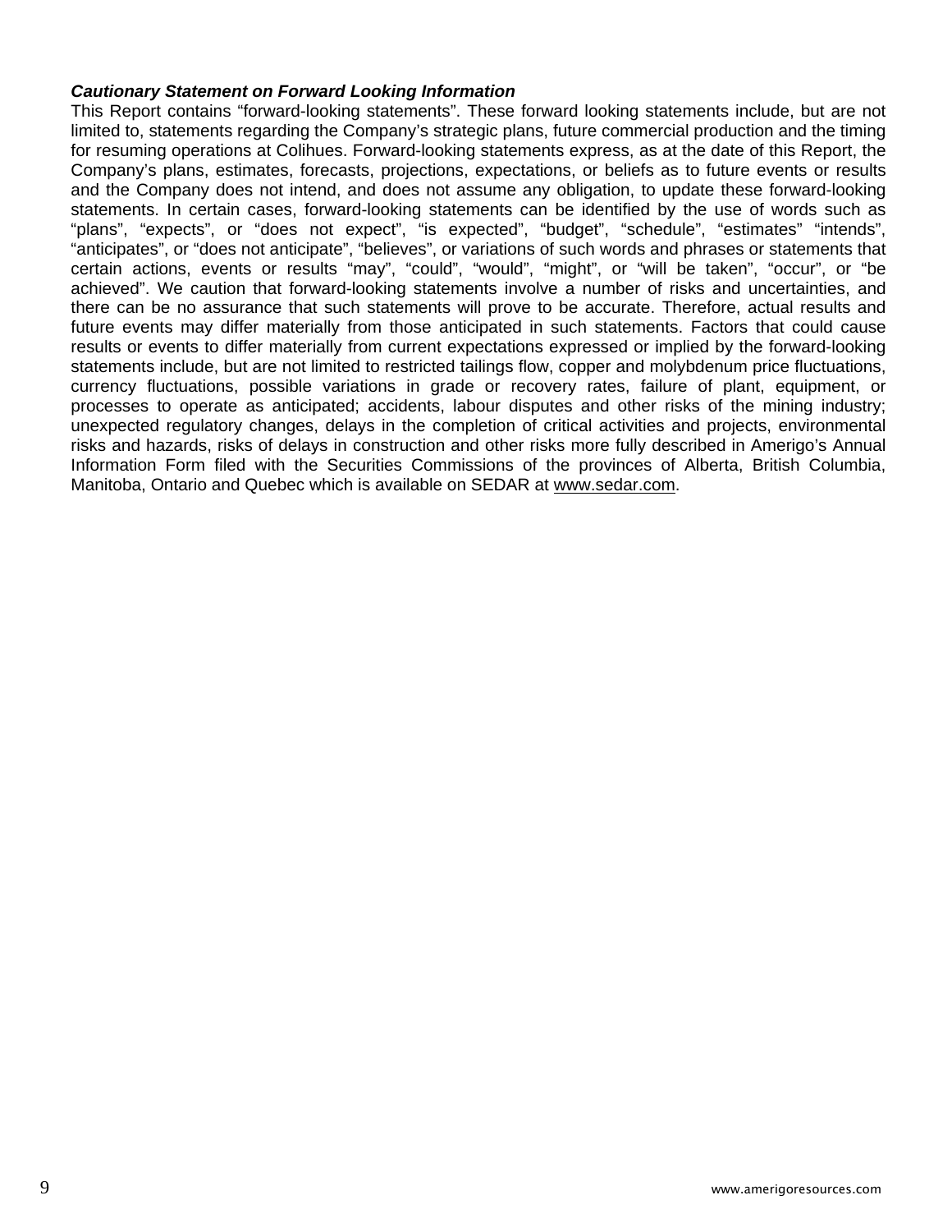***Cautionary Statement on Forward Looking Information***

This Report contains “forward-looking statements”. These forward looking statements include, but are not limited to, statements regarding the Company’s strategic plans, future commercial production and the timing for resuming operations at Colihues. Forward-looking statements express, as at the date of this Report, the Company’s plans, estimates, forecasts, projections, expectations, or beliefs as to future events or results and the Company does not intend, and does not assume any obligation, to update these forward-looking statements. In certain cases, forward-looking statements can be identified by the use of words such as “plans”, “expects”, or “does not expect”, “is expected”, “budget”, “schedule”, “estimates” “intends”, “anticipates”, or “does not anticipate”, “believes”, or variations of such words and phrases or statements that certain actions, events or results “may”, “could”, “would”, “might”, or “will be taken”, “occur”, or “be achieved”. We caution that forward-looking statements involve a number of risks and uncertainties, and there can be no assurance that such statements will prove to be accurate. Therefore, actual results and future events may differ materially from those anticipated in such statements. Factors that could cause results or events to differ materially from current expectations expressed or implied by the forward-looking statements include, but are not limited to restricted tailings flow, copper and molybdenum price fluctuations, currency fluctuations, possible variations in grade or recovery rates, failure of plant, equipment, or processes to operate as anticipated; accidents, labour disputes and other risks of the mining industry; unexpected regulatory changes, delays in the completion of critical activities and projects, environmental risks and hazards, risks of delays in construction and other risks more fully described in Amerigo’s Annual Information Form filed with the Securities Commissions of the provinces of Alberta, British Columbia, Manitoba, Ontario and Quebec which is available on SEDAR at www.sedar.com.